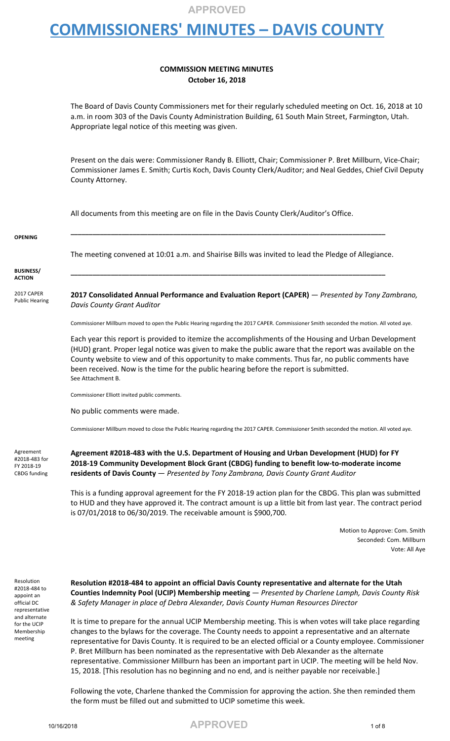APPROVED

# COMMISSIONERS' MINUTES – DAVIS COUNTY

**COMMISSION MEETING MINUTES**
**October 16, 2018**

The Board of Davis County Commissioners met for their regularly scheduled meeting on Oct. 16, 2018 at 10 a.m. in room 303 of the Davis County Administration Building, 61 South Main Street, Farmington, Utah. Appropriate legal notice of this meeting was given.

Present on the dais were: Commissioner Randy B. Elliott, Chair; Commissioner P. Bret Millburn, Vice-Chair; Commissioner James E. Smith; Curtis Koch, Davis County Clerk/Auditor; and Neal Geddes, Chief Civil Deputy County Attorney.

All documents from this meeting are on file in the Davis County Clerk/Auditor's Office.

**OPENING**

The meeting convened at 10:01 a.m. and Shairise Bills was invited to lead the Pledge of Allegiance.

**BUSINESS/ ACTION**

2017 CAPER Public Hearing

**2017 Consolidated Annual Performance and Evaluation Report (CAPER)** — *Presented by Tony Zambrano, Davis County Grant Auditor*

Commissioner Millburn moved to open the Public Hearing regarding the 2017 CAPER. Commissioner Smith seconded the motion. All voted aye.

Each year this report is provided to itemize the accomplishments of the Housing and Urban Development (HUD) grant. Proper legal notice was given to make the public aware that the report was available on the County website to view and of this opportunity to make comments. Thus far, no public comments have been received. Now is the time for the public hearing before the report is submitted.
See Attachment B.

Commissioner Elliott invited public comments.

No public comments were made.

Commissioner Millburn moved to close the Public Hearing regarding the 2017 CAPER. Commissioner Smith seconded the motion. All voted aye.

Agreement #2018-483 for FY 2018-19 CBDG funding

**Agreement #2018-483 with the U.S. Department of Housing and Urban Development (HUD) for FY 2018-19 Community Development Block Grant (CBDG) funding to benefit low-to-moderate income residents of Davis County** — *Presented by Tony Zambrana, Davis County Grant Auditor*

This is a funding approval agreement for the FY 2018-19 action plan for the CBDG. This plan was submitted to HUD and they have approved it. The contract amount is up a little bit from last year. The contract period is 07/01/2018 to 06/30/2019. The receivable amount is $900,700.

Motion to Approve: Com. Smith
Seconded: Com. Millburn
Vote: All Aye

Resolution #2018-484 to appoint an official DC representative and alternate for the UCIP Membership meeting

**Resolution #2018-484 to appoint an official Davis County representative and alternate for the Utah Counties Indemnity Pool (UCIP) Membership meeting** — *Presented by Charlene Lamph, Davis County Risk & Safety Manager in place of Debra Alexander, Davis County Human Resources Director*

It is time to prepare for the annual UCIP Membership meeting. This is when votes will take place regarding changes to the bylaws for the coverage. The County needs to appoint a representative and an alternate representative for Davis County. It is required to be an elected official or a County employee. Commissioner P. Bret Millburn has been nominated as the representative with Deb Alexander as the alternate representative. Commissioner Millburn has been an important part in UCIP. The meeting will be held Nov. 15, 2018. [This resolution has no beginning and no end, and is neither payable nor receivable.]

Following the vote, Charlene thanked the Commission for approving the action. She then reminded them the form must be filled out and submitted to UCIP sometime this week.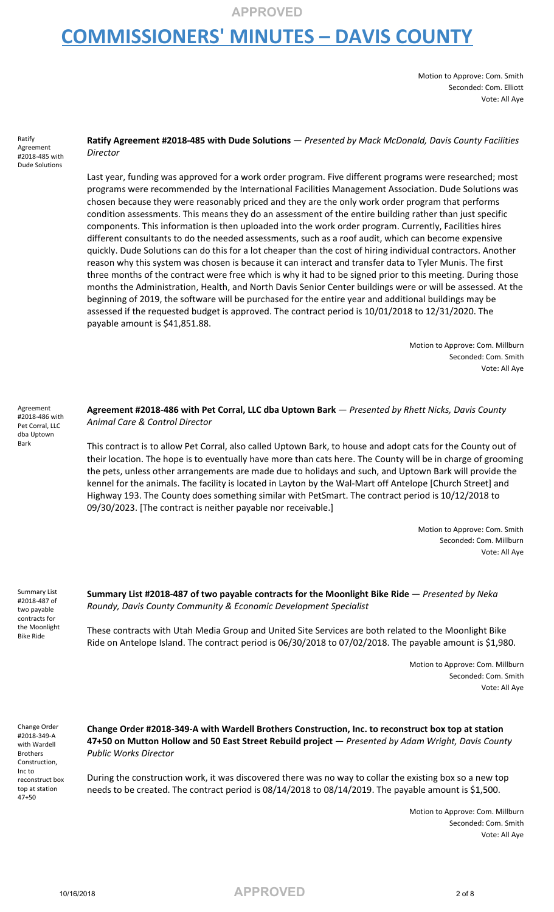Motion to Approve: Com. Smith
Seconded: Com. Elliott
Vote: All Aye

**Ratify Agreement #2018-485 with Dude Solutions** — *Presented by Mack McDonald, Davis County Facilities Director*

Last year, funding was approved for a work order program. Five different programs were researched; most programs were recommended by the International Facilities Management Association. Dude Solutions was chosen because they were reasonably priced and they are the only work order program that performs condition assessments. This means they do an assessment of the entire building rather than just specific components. This information is then uploaded into the work order program. Currently, Facilities hires different consultants to do the needed assessments, such as a roof audit, which can become expensive quickly. Dude Solutions can do this for a lot cheaper than the cost of hiring individual contractors. Another reason why this system was chosen is because it can interact and transfer data to Tyler Munis. The first three months of the contract were free which is why it had to be signed prior to this meeting. During those months the Administration, Health, and North Davis Senior Center buildings were or will be assessed. At the beginning of 2019, the software will be purchased for the entire year and additional buildings may be assessed if the requested budget is approved. The contract period is 10/01/2018 to 12/31/2020. The payable amount is $41,851.88.

Motion to Approve: Com. Millburn
Seconded: Com. Smith
Vote: All Aye

**Agreement #2018-486 with Pet Corral, LLC dba Uptown Bark** — *Presented by Rhett Nicks, Davis County Animal Care & Control Director*

This contract is to allow Pet Corral, also called Uptown Bark, to house and adopt cats for the County out of their location. The hope is to eventually have more than cats here. The County will be in charge of grooming the pets, unless other arrangements are made due to holidays and such, and Uptown Bark will provide the kennel for the animals. The facility is located in Layton by the Wal-Mart off Antelope [Church Street] and Highway 193. The County does something similar with PetSmart. The contract period is 10/12/2018 to 09/30/2023. [The contract is neither payable nor receivable.]

Motion to Approve: Com. Smith
Seconded: Com. Millburn
Vote: All Aye

**Summary List #2018-487 of two payable contracts for the Moonlight Bike Ride** — *Presented by Neka Roundy, Davis County Community & Economic Development Specialist*

These contracts with Utah Media Group and United Site Services are both related to the Moonlight Bike Ride on Antelope Island. The contract period is 06/30/2018 to 07/02/2018. The payable amount is $1,980.

Motion to Approve: Com. Millburn
Seconded: Com. Smith
Vote: All Aye

**Change Order #2018-349-A with Wardell Brothers Construction, Inc. to reconstruct box top at station 47+50 on Mutton Hollow and 50 East Street Rebuild project** — *Presented by Adam Wright, Davis County Public Works Director*

During the construction work, it was discovered there was no way to collar the existing box so a new top needs to be created. The contract period is 08/14/2018 to 08/14/2019. The payable amount is $1,500.

Motion to Approve: Com. Millburn
Seconded: Com. Smith
Vote: All Aye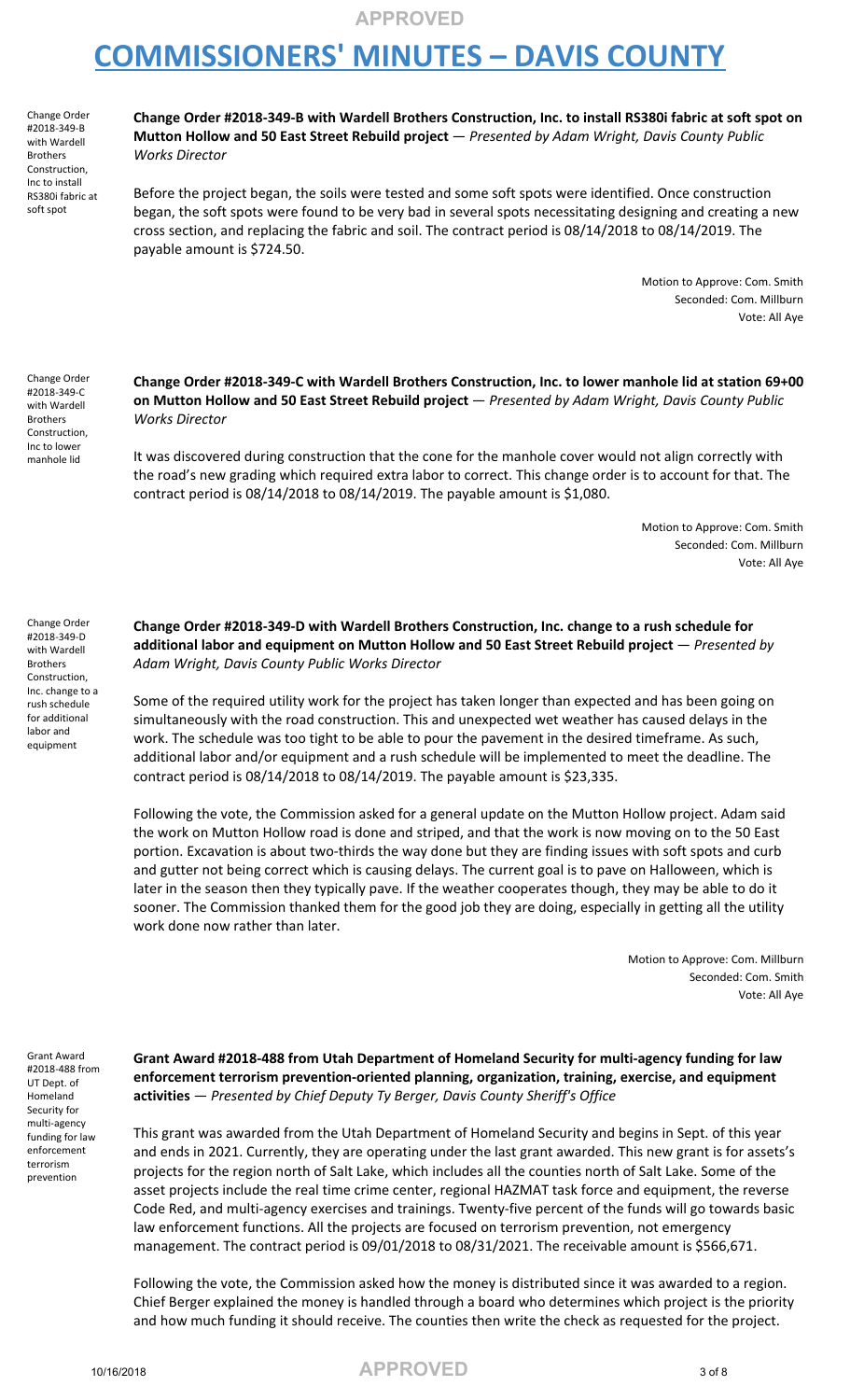Change Order #2018-349-B with Wardell Brothers Construction, Inc to install RS380i fabric at soft spot

**Change Order #2018-349-B with Wardell Brothers Construction, Inc. to install RS380i fabric at soft spot on Mutton Hollow and 50 East Street Rebuild project** — *Presented by Adam Wright, Davis County Public Works Director*

Before the project began, the soils were tested and some soft spots were identified. Once construction began, the soft spots were found to be very bad in several spots necessitating designing and creating a new cross section, and replacing the fabric and soil. The contract period is 08/14/2018 to 08/14/2019. The payable amount is $724.50.

Motion to Approve: Com. Smith
Seconded: Com. Millburn
Vote: All Aye

Change Order #2018-349-C with Wardell Brothers Construction, Inc to lower manhole lid

**Change Order #2018-349-C with Wardell Brothers Construction, Inc. to lower manhole lid at station 69+00 on Mutton Hollow and 50 East Street Rebuild project** — *Presented by Adam Wright, Davis County Public Works Director*

It was discovered during construction that the cone for the manhole cover would not align correctly with the road's new grading which required extra labor to correct. This change order is to account for that. The contract period is 08/14/2018 to 08/14/2019. The payable amount is $1,080.

Motion to Approve: Com. Smith
Seconded: Com. Millburn
Vote: All Aye

Change Order #2018-349-D with Wardell Brothers Construction, Inc. change to a rush schedule for additional labor and equipment

**Change Order #2018-349-D with Wardell Brothers Construction, Inc. change to a rush schedule for additional labor and equipment on Mutton Hollow and 50 East Street Rebuild project** — *Presented by Adam Wright, Davis County Public Works Director*

Some of the required utility work for the project has taken longer than expected and has been going on simultaneously with the road construction. This and unexpected wet weather has caused delays in the work. The schedule was too tight to be able to pour the pavement in the desired timeframe. As such, additional labor and/or equipment and a rush schedule will be implemented to meet the deadline. The contract period is 08/14/2018 to 08/14/2019. The payable amount is $23,335.

Following the vote, the Commission asked for a general update on the Mutton Hollow project. Adam said the work on Mutton Hollow road is done and striped, and that the work is now moving on to the 50 East portion. Excavation is about two-thirds the way done but they are finding issues with soft spots and curb and gutter not being correct which is causing delays. The current goal is to pave on Halloween, which is later in the season then they typically pave. If the weather cooperates though, they may be able to do it sooner. The Commission thanked them for the good job they are doing, especially in getting all the utility work done now rather than later.

Motion to Approve: Com. Millburn
Seconded: Com. Smith
Vote: All Aye

Grant Award #2018-488 from UT Dept. of Homeland Security for multi-agency funding for law enforcement terrorism prevention

**Grant Award #2018-488 from Utah Department of Homeland Security for multi-agency funding for law enforcement terrorism prevention-oriented planning, organization, training, exercise, and equipment activities** — *Presented by Chief Deputy Ty Berger, Davis County Sheriff's Office*

This grant was awarded from the Utah Department of Homeland Security and begins in Sept. of this year and ends in 2021. Currently, they are operating under the last grant awarded. This new grant is for assets's projects for the region north of Salt Lake, which includes all the counties north of Salt Lake. Some of the asset projects include the real time crime center, regional HAZMAT task force and equipment, the reverse Code Red, and multi-agency exercises and trainings. Twenty-five percent of the funds will go towards basic law enforcement functions. All the projects are focused on terrorism prevention, not emergency management. The contract period is 09/01/2018 to 08/31/2021. The receivable amount is $566,671.

Following the vote, the Commission asked how the money is distributed since it was awarded to a region. Chief Berger explained the money is handled through a board who determines which project is the priority and how much funding it should receive. The counties then write the check as requested for the project.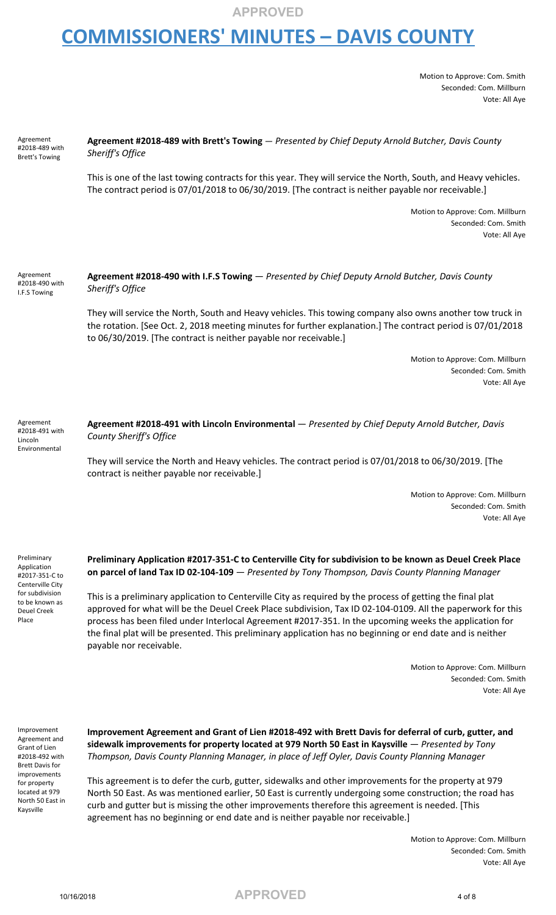Motion to Approve: Com. Smith
Seconded: Com. Millburn
Vote: All Aye

Agreement #2018-489 with Brett's Towing

**Agreement #2018-489 with Brett's Towing** — *Presented by Chief Deputy Arnold Butcher, Davis County Sheriff's Office*

This is one of the last towing contracts for this year. They will service the North, South, and Heavy vehicles. The contract period is 07/01/2018 to 06/30/2019. [The contract is neither payable nor receivable.]

Motion to Approve: Com. Millburn
Seconded: Com. Smith
Vote: All Aye

Agreement #2018-490 with I.F.S Towing

**Agreement #2018-490 with I.F.S Towing** — *Presented by Chief Deputy Arnold Butcher, Davis County Sheriff's Office*

They will service the North, South and Heavy vehicles. This towing company also owns another tow truck in the rotation. [See Oct. 2, 2018 meeting minutes for further explanation.] The contract period is 07/01/2018 to 06/30/2019. [The contract is neither payable nor receivable.]

Motion to Approve: Com. Millburn
Seconded: Com. Smith
Vote: All Aye

Agreement #2018-491 with Lincoln Environmental

**Agreement #2018-491 with Lincoln Environmental** — *Presented by Chief Deputy Arnold Butcher, Davis County Sheriff's Office*

They will service the North and Heavy vehicles. The contract period is 07/01/2018 to 06/30/2019. [The contract is neither payable nor receivable.]

Motion to Approve: Com. Millburn
Seconded: Com. Smith
Vote: All Aye

Preliminary Application #2017-351-C to Centerville City for subdivision to be known as Deuel Creek Place

**Preliminary Application #2017-351-C to Centerville City for subdivision to be known as Deuel Creek Place on parcel of land Tax ID 02-104-109** — *Presented by Tony Thompson, Davis County Planning Manager*

This is a preliminary application to Centerville City as required by the process of getting the final plat approved for what will be the Deuel Creek Place subdivision, Tax ID 02-104-0109. All the paperwork for this process has been filed under Interlocal Agreement #2017-351. In the upcoming weeks the application for the final plat will be presented. This preliminary application has no beginning or end date and is neither payable nor receivable.

Motion to Approve: Com. Millburn
Seconded: Com. Smith
Vote: All Aye

Improvement Agreement and Grant of Lien #2018-492 with Brett Davis for improvements for property located at 979 North 50 East in Kaysville

**Improvement Agreement and Grant of Lien #2018-492 with Brett Davis for deferral of curb, gutter, and sidewalk improvements for property located at 979 North 50 East in Kaysville** — *Presented by Tony Thompson, Davis County Planning Manager, in place of Jeff Oyler, Davis County Planning Manager*

This agreement is to defer the curb, gutter, sidewalks and other improvements for the property at 979 North 50 East. As was mentioned earlier, 50 East is currently undergoing some construction; the road has curb and gutter but is missing the other improvements therefore this agreement is needed. [This agreement has no beginning or end date and is neither payable nor receivable.]

Motion to Approve: Com. Millburn
Seconded: Com. Smith
Vote: All Aye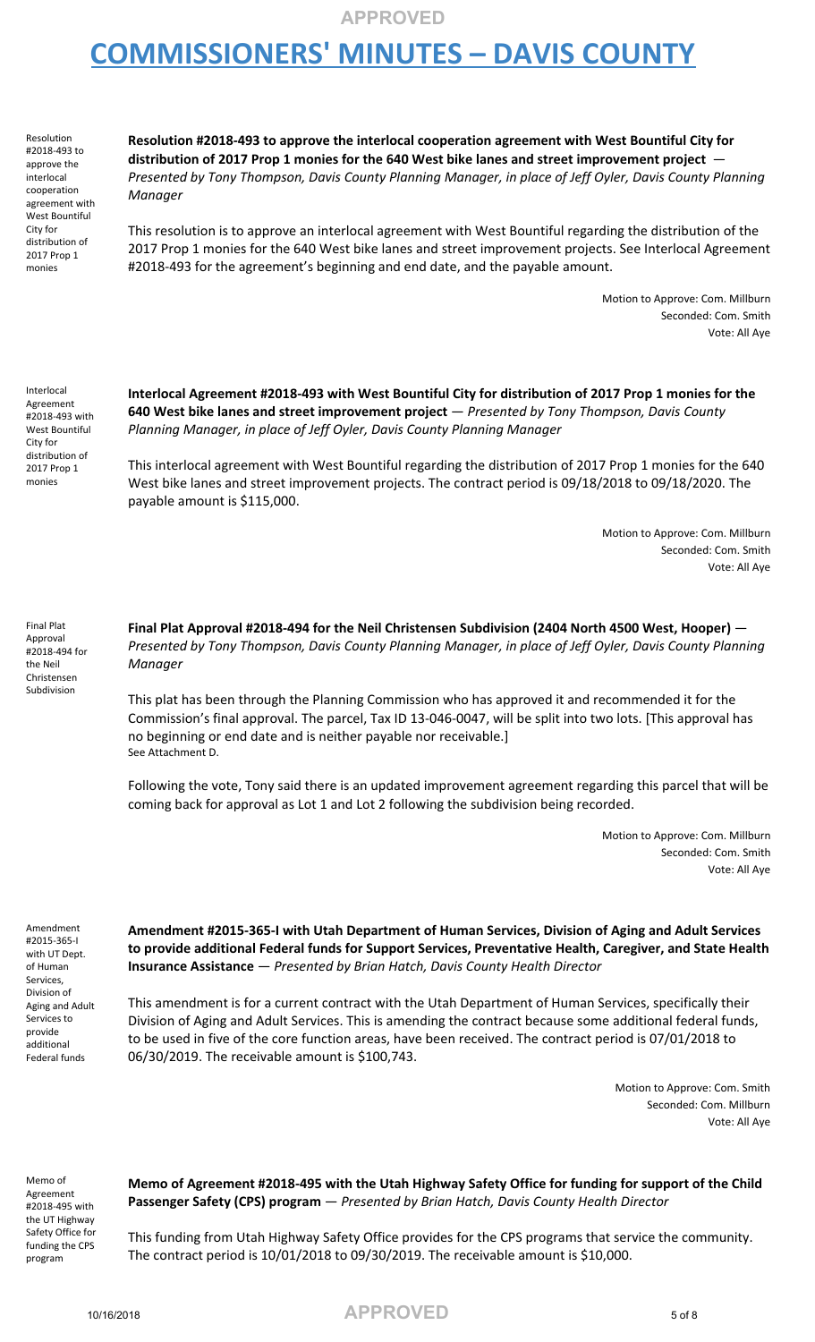Resolution #2018-493 to approve the interlocal cooperation agreement with West Bountiful City for distribution of 2017 Prop 1 monies

**Resolution #2018-493 to approve the interlocal cooperation agreement with West Bountiful City for distribution of 2017 Prop 1 monies for the 640 West bike lanes and street improvement project** — *Presented by Tony Thompson, Davis County Planning Manager, in place of Jeff Oyler, Davis County Planning Manager*

This resolution is to approve an interlocal agreement with West Bountiful regarding the distribution of the 2017 Prop 1 monies for the 640 West bike lanes and street improvement projects. See Interlocal Agreement #2018-493 for the agreement's beginning and end date, and the payable amount.

Motion to Approve: Com. Millburn
Seconded: Com. Smith
Vote: All Aye

Interlocal Agreement #2018-493 with West Bountiful City for distribution of 2017 Prop 1 monies

**Interlocal Agreement #2018-493 with West Bountiful City for distribution of 2017 Prop 1 monies for the 640 West bike lanes and street improvement project** — *Presented by Tony Thompson, Davis County Planning Manager, in place of Jeff Oyler, Davis County Planning Manager*

This interlocal agreement with West Bountiful regarding the distribution of 2017 Prop 1 monies for the 640 West bike lanes and street improvement projects. The contract period is 09/18/2018 to 09/18/2020. The payable amount is $115,000.

Motion to Approve: Com. Millburn
Seconded: Com. Smith
Vote: All Aye

Final Plat Approval #2018-494 for the Neil Christensen Subdivision

**Final Plat Approval #2018-494 for the Neil Christensen Subdivision (2404 North 4500 West, Hooper)** — *Presented by Tony Thompson, Davis County Planning Manager, in place of Jeff Oyler, Davis County Planning Manager*

This plat has been through the Planning Commission who has approved it and recommended it for the Commission's final approval. The parcel, Tax ID 13-046-0047, will be split into two lots. [This approval has no beginning or end date and is neither payable nor receivable.]
See Attachment D.

Following the vote, Tony said there is an updated improvement agreement regarding this parcel that will be coming back for approval as Lot 1 and Lot 2 following the subdivision being recorded.

Motion to Approve: Com. Millburn
Seconded: Com. Smith
Vote: All Aye

Amendment #2015-365-I with UT Dept. of Human Services, Division of Aging and Adult Services to provide additional Federal funds

**Amendment #2015-365-I with Utah Department of Human Services, Division of Aging and Adult Services to provide additional Federal funds for Support Services, Preventative Health, Caregiver, and State Health Insurance Assistance** — *Presented by Brian Hatch, Davis County Health Director*

This amendment is for a current contract with the Utah Department of Human Services, specifically their Division of Aging and Adult Services. This is amending the contract because some additional federal funds, to be used in five of the core function areas, have been received. The contract period is 07/01/2018 to 06/30/2019. The receivable amount is $100,743.

Motion to Approve: Com. Smith
Seconded: Com. Millburn
Vote: All Aye

Memo of Agreement #2018-495 with the UT Highway Safety Office for funding the CPS program

**Memo of Agreement #2018-495 with the Utah Highway Safety Office for funding for support of the Child Passenger Safety (CPS) program** — *Presented by Brian Hatch, Davis County Health Director*

This funding from Utah Highway Safety Office provides for the CPS programs that service the community. The contract period is 10/01/2018 to 09/30/2019. The receivable amount is $10,000.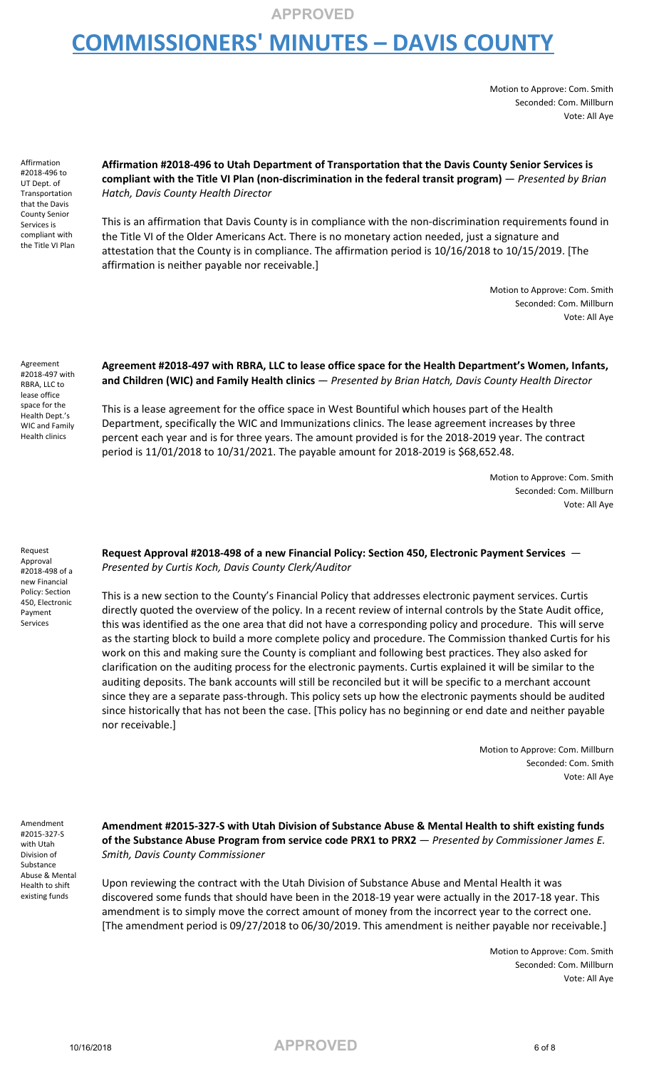Motion to Approve: Com. Smith
Seconded: Com. Millburn
Vote: All Aye

Affirmation #2018-496 to UT Dept. of Transportation that the Davis County Senior Services is compliant with the Title VI Plan

**Affirmation #2018-496 to Utah Department of Transportation that the Davis County Senior Services is compliant with the Title VI Plan (non-discrimination in the federal transit program)** — *Presented by Brian Hatch, Davis County Health Director*

This is an affirmation that Davis County is in compliance with the non-discrimination requirements found in the Title VI of the Older Americans Act. There is no monetary action needed, just a signature and attestation that the County is in compliance. The affirmation period is 10/16/2018 to 10/15/2019. [The affirmation is neither payable nor receivable.]

Motion to Approve: Com. Smith
Seconded: Com. Millburn
Vote: All Aye

Agreement #2018-497 with RBRA, LLC to lease office space for the Health Dept.'s WIC and Family Health clinics

**Agreement #2018-497 with RBRA, LLC to lease office space for the Health Department's Women, Infants, and Children (WIC) and Family Health clinics** — *Presented by Brian Hatch, Davis County Health Director*

This is a lease agreement for the office space in West Bountiful which houses part of the Health Department, specifically the WIC and Immunizations clinics. The lease agreement increases by three percent each year and is for three years. The amount provided is for the 2018-2019 year. The contract period is 11/01/2018 to 10/31/2021. The payable amount for 2018-2019 is $68,652.48.

Motion to Approve: Com. Smith
Seconded: Com. Millburn
Vote: All Aye

Request Approval #2018-498 of a new Financial Policy: Section 450, Electronic Payment Services

**Request Approval #2018-498 of a new Financial Policy: Section 450, Electronic Payment Services** — *Presented by Curtis Koch, Davis County Clerk/Auditor*

This is a new section to the County's Financial Policy that addresses electronic payment services. Curtis directly quoted the overview of the policy. In a recent review of internal controls by the State Audit office, this was identified as the one area that did not have a corresponding policy and procedure. This will serve as the starting block to build a more complete policy and procedure. The Commission thanked Curtis for his work on this and making sure the County is compliant and following best practices. They also asked for clarification on the auditing process for the electronic payments. Curtis explained it will be similar to the auditing deposits. The bank accounts will still be reconciled but it will be specific to a merchant account since they are a separate pass-through. This policy sets up how the electronic payments should be audited since historically that has not been the case. [This policy has no beginning or end date and neither payable nor receivable.]

Motion to Approve: Com. Millburn
Seconded: Com. Smith
Vote: All Aye

Amendment #2015-327-S with Utah Division of Substance Abuse & Mental Health to shift existing funds

**Amendment #2015-327-S with Utah Division of Substance Abuse & Mental Health to shift existing funds of the Substance Abuse Program from service code PRX1 to PRX2** — *Presented by Commissioner James E. Smith, Davis County Commissioner*

Upon reviewing the contract with the Utah Division of Substance Abuse and Mental Health it was discovered some funds that should have been in the 2018-19 year were actually in the 2017-18 year. This amendment is to simply move the correct amount of money from the incorrect year to the correct one. [The amendment period is 09/27/2018 to 06/30/2019. This amendment is neither payable nor receivable.]

Motion to Approve: Com. Smith
Seconded: Com. Millburn
Vote: All Aye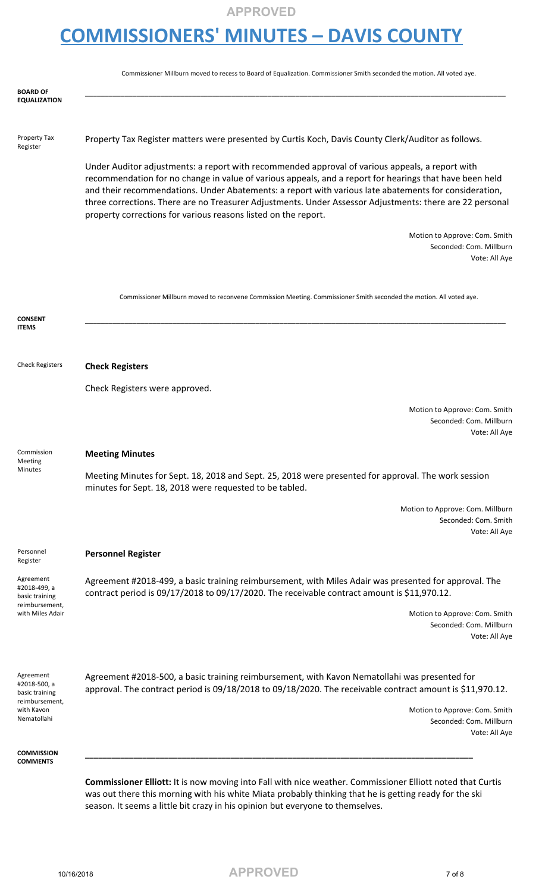Commissioner Millburn moved to recess to Board of Equalization. Commissioner Smith seconded the motion. All voted aye.

## BOARD OF EQUALIZATION

Property Tax Register

Property Tax Register matters were presented by Curtis Koch, Davis County Clerk/Auditor as follows.

Under Auditor adjustments: a report with recommended approval of various appeals, a report with recommendation for no change in value of various appeals, and a report for hearings that have been held and their recommendations. Under Abatements: a report with various late abatements for consideration, three corrections. There are no Treasurer Adjustments. Under Assessor Adjustments: there are 22 personal property corrections for various reasons listed on the report.

Motion to Approve: Com. Smith
Seconded: Com. Millburn
Vote: All Aye

Commissioner Millburn moved to reconvene Commission Meeting. Commissioner Smith seconded the motion. All voted aye.

## CONSENT ITEMS

Check Registers

**Check Registers**

Check Registers were approved.

Motion to Approve: Com. Smith
Seconded: Com. Millburn
Vote: All Aye

Commission Meeting Minutes

**Meeting Minutes**

Meeting Minutes for Sept. 18, 2018 and Sept. 25, 2018 were presented for approval. The work session minutes for Sept. 18, 2018 were requested to be tabled.

Motion to Approve: Com. Millburn
Seconded: Com. Smith
Vote: All Aye

Personnel Register

**Personnel Register**

Agreement #2018-499, a basic training reimbursement, with Miles Adair

Agreement #2018-499, a basic training reimbursement, with Miles Adair was presented for approval. The contract period is 09/17/2018 to 09/17/2020. The receivable contract amount is $11,970.12.

Motion to Approve: Com. Smith
Seconded: Com. Millburn
Vote: All Aye

Agreement #2018-500, a basic training reimbursement, with Kavon Nematollahi

Agreement #2018-500, a basic training reimbursement, with Kavon Nematollahi was presented for approval. The contract period is 09/18/2018 to 09/18/2020. The receivable contract amount is $11,970.12.

Motion to Approve: Com. Smith
Seconded: Com. Millburn
Vote: All Aye

## COMMISSION COMMENTS

**Commissioner Elliott:** It is now moving into Fall with nice weather. Commissioner Elliott noted that Curtis was out there this morning with his white Miata probably thinking that he is getting ready for the ski season. It seems a little bit crazy in his opinion but everyone to themselves.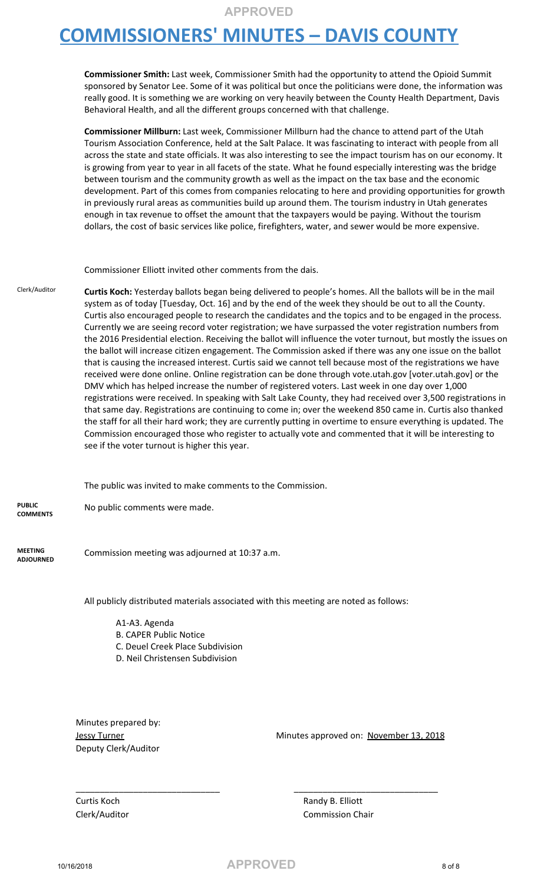**Commissioner Smith:** Last week, Commissioner Smith had the opportunity to attend the Opioid Summit sponsored by Senator Lee. Some of it was political but once the politicians were done, the information was really good. It is something we are working on very heavily between the County Health Department, Davis Behavioral Health, and all the different groups concerned with that challenge.

**Commissioner Millburn:** Last week, Commissioner Millburn had the chance to attend part of the Utah Tourism Association Conference, held at the Salt Palace. It was fascinating to interact with people from all across the state and state officials. It was also interesting to see the impact tourism has on our economy. It is growing from year to year in all facets of the state. What he found especially interesting was the bridge between tourism and the community growth as well as the impact on the tax base and the economic development. Part of this comes from companies relocating to here and providing opportunities for growth in previously rural areas as communities build up around them. The tourism industry in Utah generates enough in tax revenue to offset the amount that the taxpayers would be paying. Without the tourism dollars, the cost of basic services like police, firefighters, water, and sewer would be more expensive.

Commissioner Elliott invited other comments from the dais.

Clerk/Auditor

**Curtis Koch:** Yesterday ballots began being delivered to people's homes. All the ballots will be in the mail system as of today [Tuesday, Oct. 16] and by the end of the week they should be out to all the County. Curtis also encouraged people to research the candidates and the topics and to be engaged in the process. Currently we are seeing record voter registration; we have surpassed the voter registration numbers from the 2016 Presidential election. Receiving the ballot will influence the voter turnout, but mostly the issues on the ballot will increase citizen engagement. The Commission asked if there was any one issue on the ballot that is causing the increased interest. Curtis said we cannot tell because most of the registrations we have received were done online. Online registration can be done through vote.utah.gov [voter.utah.gov] or the DMV which has helped increase the number of registered voters. Last week in one day over 1,000 registrations were received. In speaking with Salt Lake County, they had received over 3,500 registrations in that same day. Registrations are continuing to come in; over the weekend 850 came in. Curtis also thanked the staff for all their hard work; they are currently putting in overtime to ensure everything is updated. The Commission encouraged those who register to actually vote and commented that it will be interesting to see if the voter turnout is higher this year.

The public was invited to make comments to the Commission.

**PUBLIC COMMENTS**

No public comments were made.

**MEETING ADJOURNED**

Commission meeting was adjourned at 10:37 a.m.

All publicly distributed materials associated with this meeting are noted as follows:

- A1-A3. Agenda
- B. CAPER Public Notice
- C. Deuel Creek Place Subdivision
- D. Neil Christensen Subdivision

Minutes prepared by:
Jessy Turner
Deputy Clerk/Auditor

Minutes approved on: November 13, 2018

\_\_\_\_\_\_\_\_\_\_\_\_\_\_\_\_\_\_\_\_\_\_\_\_\_\_\_\_\_\_
Curtis Koch
Clerk/Auditor

\_\_\_\_\_\_\_\_\_\_\_\_\_\_\_\_\_\_\_\_\_\_\_\_\_\_\_\_\_\_
Randy B. Elliott
Commission Chair